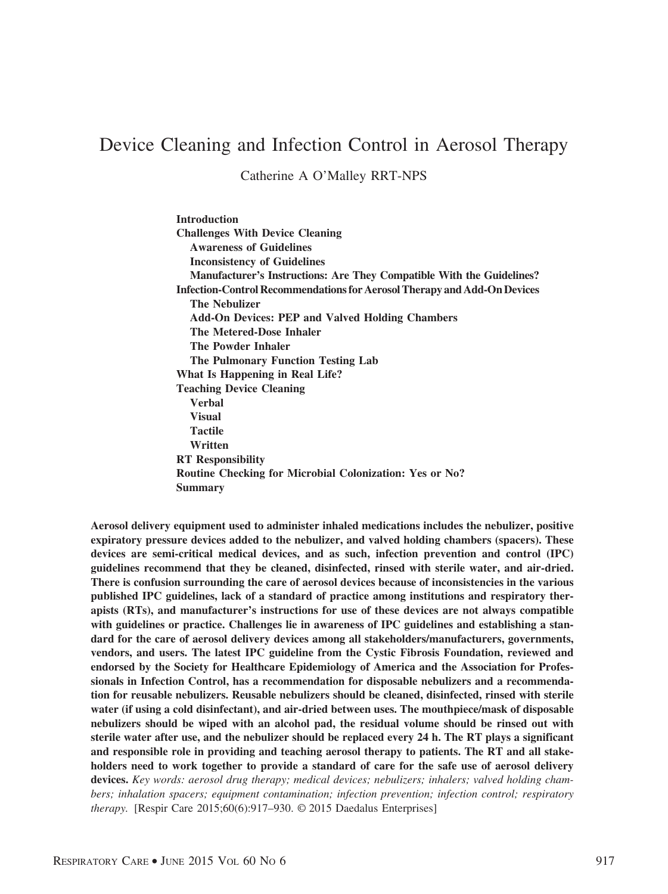# Device Cleaning and Infection Control in Aerosol Therapy

Catherine A O'Malley RRT-NPS

**Introduction**
**Challenges With Device Cleaning**
- **Awareness of Guidelines**
- **Inconsistency of Guidelines**
- **Manufacturer's Instructions: Are They Compatible With the Guidelines?**

**Infection-Control Recommendations for Aerosol Therapy and Add-On Devices**
- **The Nebulizer**
- **Add-On Devices: PEP and Valved Holding Chambers**
- **The Metered-Dose Inhaler**
- **The Powder Inhaler**
- **The Pulmonary Function Testing Lab**

**What Is Happening in Real Life?**
**Teaching Device Cleaning**
- **Verbal**
- **Visual**
- **Tactile**
- **Written**

**RT Responsibility**
**Routine Checking for Microbial Colonization: Yes or No?**
**Summary**

**Aerosol delivery equipment used to administer inhaled medications includes the nebulizer, positive expiratory pressure devices added to the nebulizer, and valved holding chambers (spacers). These devices are semi-critical medical devices, and as such, infection prevention and control (IPC) guidelines recommend that they be cleaned, disinfected, rinsed with sterile water, and air-dried. There is confusion surrounding the care of aerosol devices because of inconsistencies in the various published IPC guidelines, lack of a standard of practice among institutions and respiratory therapists (RTs), and manufacturer's instructions for use of these devices are not always compatible with guidelines or practice. Challenges lie in awareness of IPC guidelines and establishing a standard for the care of aerosol delivery devices among all stakeholders/manufacturers, governments, vendors, and users. The latest IPC guideline from the Cystic Fibrosis Foundation, reviewed and endorsed by the Society for Healthcare Epidemiology of America and the Association for Professionals in Infection Control, has a recommendation for disposable nebulizers and a recommendation for reusable nebulizers. Reusable nebulizers should be cleaned, disinfected, rinsed with sterile water (if using a cold disinfectant), and air-dried between uses. The mouthpiece/mask of disposable nebulizers should be wiped with an alcohol pad, the residual volume should be rinsed out with sterile water after use, and the nebulizer should be replaced every 24 h. The RT plays a significant and responsible role in providing and teaching aerosol therapy to patients. The RT and all stakeholders need to work together to provide a standard of care for the safe use of aerosol delivery devices.** *Key words: aerosol drug therapy; medical devices; nebulizers; inhalers; valved holding chambers; inhalation spacers; equipment contamination; infection prevention; infection control; respiratory therapy.* [Respir Care 2015;60(6):917–930. © 2015 Daedalus Enterprises]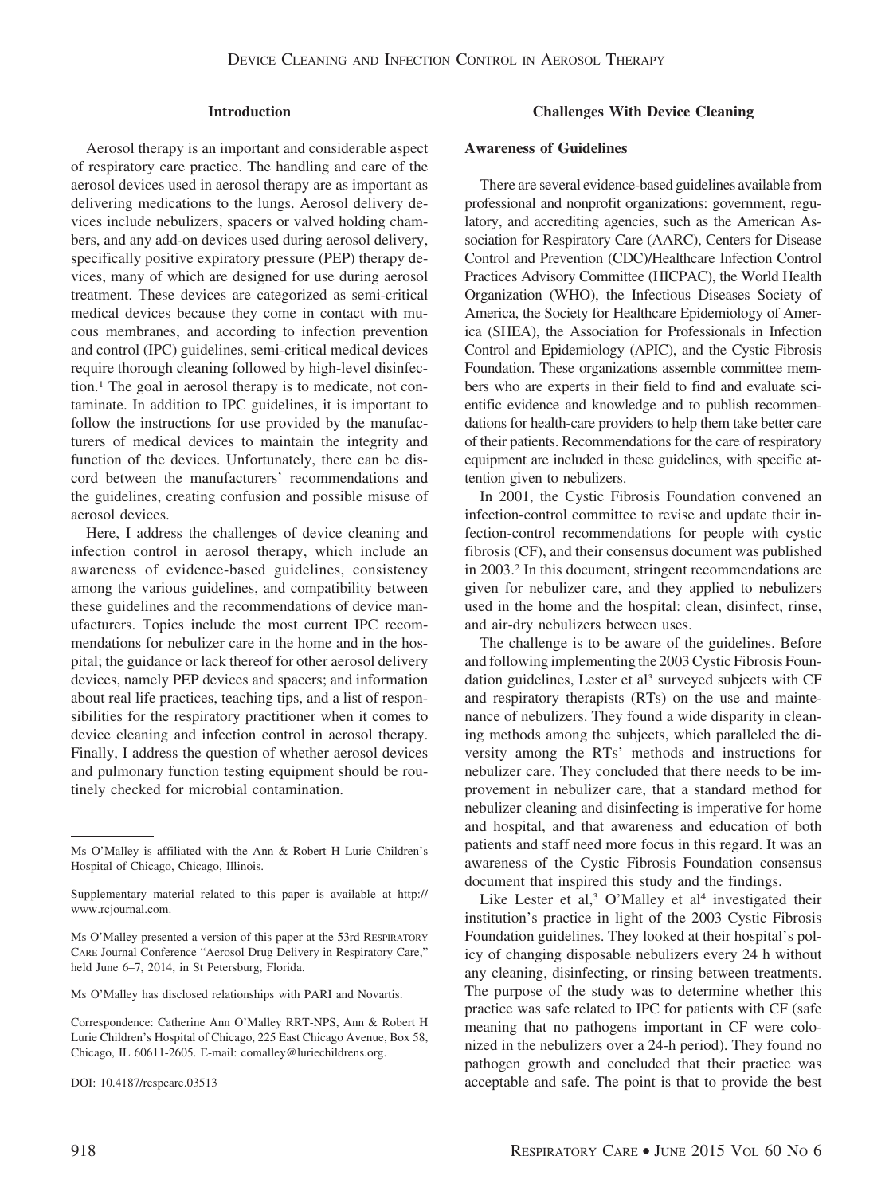## Introduction

Aerosol therapy is an important and considerable aspect of respiratory care practice. The handling and care of the aerosol devices used in aerosol therapy are as important as delivering medications to the lungs. Aerosol delivery devices include nebulizers, spacers or valved holding chambers, and any add-on devices used during aerosol delivery, specifically positive expiratory pressure (PEP) therapy devices, many of which are designed for use during aerosol treatment. These devices are categorized as semi-critical medical devices because they come in contact with mucous membranes, and according to infection prevention and control (IPC) guidelines, semi-critical medical devices require thorough cleaning followed by high-level disinfection.[1] The goal in aerosol therapy is to medicate, not contaminate. In addition to IPC guidelines, it is important to follow the instructions for use provided by the manufacturers of medical devices to maintain the integrity and function of the devices. Unfortunately, there can be discord between the manufacturers' recommendations and the guidelines, creating confusion and possible misuse of aerosol devices.

Here, I address the challenges of device cleaning and infection control in aerosol therapy, which include an awareness of evidence-based guidelines, consistency among the various guidelines, and compatibility between these guidelines and the recommendations of device manufacturers. Topics include the most current IPC recommendations for nebulizer care in the home and in the hospital; the guidance or lack thereof for other aerosol delivery devices, namely PEP devices and spacers; and information about real life practices, teaching tips, and a list of responsibilities for the respiratory practitioner when it comes to device cleaning and infection control in aerosol therapy. Finally, I address the question of whether aerosol devices and pulmonary function testing equipment should be routinely checked for microbial contamination.

---

Ms O'Malley is affiliated with the Ann & Robert H Lurie Children's Hospital of Chicago, Chicago, Illinois.

Supplementary material related to this paper is available at http://www.rcjournal.com.

Ms O'Malley presented a version of this paper at the 53rd Respiratory Care Journal Conference "Aerosol Drug Delivery in Respiratory Care," held June 6–7, 2014, in St Petersburg, Florida.

Ms O'Malley has disclosed relationships with PARI and Novartis.

Correspondence: Catherine Ann O'Malley RRT-NPS, Ann & Robert H Lurie Children's Hospital of Chicago, 225 East Chicago Avenue, Box 58, Chicago, IL 60611-2605. E-mail: comalley@luriechildrens.org.

DOI: 10.4187/respcare.03513

## Challenges With Device Cleaning

### Awareness of Guidelines

There are several evidence-based guidelines available from professional and nonprofit organizations: government, regulatory, and accrediting agencies, such as the American Association for Respiratory Care (AARC), Centers for Disease Control and Prevention (CDC)/Healthcare Infection Control Practices Advisory Committee (HICPAC), the World Health Organization (WHO), the Infectious Diseases Society of America, the Society for Healthcare Epidemiology of America (SHEA), the Association for Professionals in Infection Control and Epidemiology (APIC), and the Cystic Fibrosis Foundation. These organizations assemble committee members who are experts in their field to find and evaluate scientific evidence and knowledge and to publish recommendations for health-care providers to help them take better care of their patients. Recommendations for the care of respiratory equipment are included in these guidelines, with specific attention given to nebulizers.

In 2001, the Cystic Fibrosis Foundation convened an infection-control committee to revise and update their infection-control recommendations for people with cystic fibrosis (CF), and their consensus document was published in 2003.[2] In this document, stringent recommendations are given for nebulizer care, and they applied to nebulizers used in the home and the hospital: clean, disinfect, rinse, and air-dry nebulizers between uses.

The challenge is to be aware of the guidelines. Before and following implementing the 2003 Cystic Fibrosis Foundation guidelines, Lester et al[3] surveyed subjects with CF and respiratory therapists (RTs) on the use and maintenance of nebulizers. They found a wide disparity in cleaning methods among the subjects, which paralleled the diversity among the RTs' methods and instructions for nebulizer care. They concluded that there needs to be improvement in nebulizer care, that a standard method for nebulizer cleaning and disinfecting is imperative for home and hospital, and that awareness and education of both patients and staff need more focus in this regard. It was an awareness of the Cystic Fibrosis Foundation consensus document that inspired this study and the findings.

Like Lester et al,[3] O'Malley et al[4] investigated their institution's practice in light of the 2003 Cystic Fibrosis Foundation guidelines. They looked at their hospital's policy of changing disposable nebulizers every 24 h without any cleaning, disinfecting, or rinsing between treatments. The purpose of the study was to determine whether this practice was safe related to IPC for patients with CF (safe meaning that no pathogens important in CF were colonized in the nebulizers over a 24-h period). They found no pathogen growth and concluded that their practice was acceptable and safe. The point is that to provide the best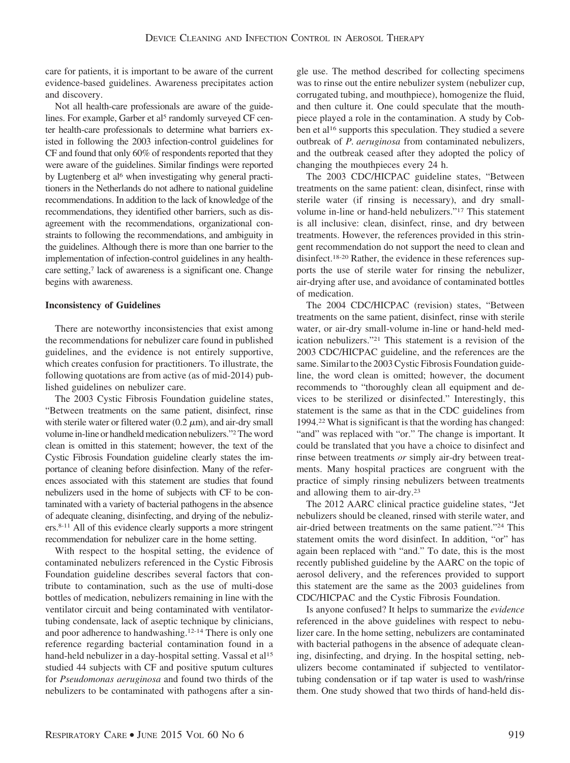care for patients, it is important to be aware of the current evidence-based guidelines. Awareness precipitates action and discovery.

Not all health-care professionals are aware of the guidelines. For example, Garber et al[5] randomly surveyed CF center health-care professionals to determine what barriers existed in following the 2003 infection-control guidelines for CF and found that only 60% of respondents reported that they were aware of the guidelines. Similar findings were reported by Lugtenberg et al[6] when investigating why general practitioners in the Netherlands do not adhere to national guideline recommendations. In addition to the lack of knowledge of the recommendations, they identified other barriers, such as disagreement with the recommendations, organizational constraints to following the recommendations, and ambiguity in the guidelines. Although there is more than one barrier to the implementation of infection-control guidelines in any health-care setting,[7] lack of awareness is a significant one. Change begins with awareness.

### Inconsistency of Guidelines

There are noteworthy inconsistencies that exist among the recommendations for nebulizer care found in published guidelines, and the evidence is not entirely supportive, which creates confusion for practitioners. To illustrate, the following quotations are from active (as of mid-2014) published guidelines on nebulizer care.

The 2003 Cystic Fibrosis Foundation guideline states, "Between treatments on the same patient, disinfect, rinse with sterile water or filtered water (0.2 $\mu$m), and air-dry small volume in-line or handheld medication nebulizers."[2] The word clean is omitted in this statement; however, the text of the Cystic Fibrosis Foundation guideline clearly states the importance of cleaning before disinfection. Many of the references associated with this statement are studies that found nebulizers used in the home of subjects with CF to be contaminated with a variety of bacterial pathogens in the absence of adequate cleaning, disinfecting, and drying of the nebulizers.[8-11] All of this evidence clearly supports a more stringent recommendation for nebulizer care in the home setting.

With respect to the hospital setting, the evidence of contaminated nebulizers referenced in the Cystic Fibrosis Foundation guideline describes several factors that contribute to contamination, such as the use of multi-dose bottles of medication, nebulizers remaining in line with the ventilator circuit and being contaminated with ventilator-tubing condensate, lack of aseptic technique by clinicians, and poor adherence to handwashing.[12-14] There is only one reference regarding bacterial contamination found in a hand-held nebulizer in a day-hospital setting. Vassal et al[15] studied 44 subjects with CF and positive sputum cultures for *Pseudomonas aeruginosa* and found two thirds of the nebulizers to be contaminated with pathogens after a single use. The method described for collecting specimens was to rinse out the entire nebulizer system (nebulizer cup, corrugated tubing, and mouthpiece), homogenize the fluid, and then culture it. One could speculate that the mouthpiece played a role in the contamination. A study by Cobben et al[16] supports this speculation. They studied a severe outbreak of *P. aeruginosa* from contaminated nebulizers, and the outbreak ceased after they adopted the policy of changing the mouthpieces every 24 h.

The 2003 CDC/HICPAC guideline states, "Between treatments on the same patient: clean, disinfect, rinse with sterile water (if rinsing is necessary), and dry small-volume in-line or hand-held nebulizers."[17] This statement is all inclusive: clean, disinfect, rinse, and dry between treatments. However, the references provided in this stringent recommendation do not support the need to clean and disinfect.[18-20] Rather, the evidence in these references supports the use of sterile water for rinsing the nebulizer, air-drying after use, and avoidance of contaminated bottles of medication.

The 2004 CDC/HICPAC (revision) states, "Between treatments on the same patient, disinfect, rinse with sterile water, or air-dry small-volume in-line or hand-held medication nebulizers."[21] This statement is a revision of the 2003 CDC/HICPAC guideline, and the references are the same. Similar to the 2003 Cystic Fibrosis Foundation guideline, the word clean is omitted; however, the document recommends to "thoroughly clean all equipment and devices to be sterilized or disinfected." Interestingly, this statement is the same as that in the CDC guidelines from 1994.[22] What is significant is that the wording has changed: "and" was replaced with "or." The change is important. It could be translated that you have a choice to disinfect and rinse between treatments *or* simply air-dry between treatments. Many hospital practices are congruent with the practice of simply rinsing nebulizers between treatments and allowing them to air-dry.[23]

The 2012 AARC clinical practice guideline states, "Jet nebulizers should be cleaned, rinsed with sterile water, and air-dried between treatments on the same patient."[24] This statement omits the word disinfect. In addition, "or" has again been replaced with "and." To date, this is the most recently published guideline by the AARC on the topic of aerosol delivery, and the references provided to support this statement are the same as the 2003 guidelines from CDC/HICPAC and the Cystic Fibrosis Foundation.

Is anyone confused? It helps to summarize the *evidence* referenced in the above guidelines with respect to nebulizer care. In the home setting, nebulizers are contaminated with bacterial pathogens in the absence of adequate cleaning, disinfecting, and drying. In the hospital setting, nebulizers become contaminated if subjected to ventilator-tubing condensation or if tap water is used to wash/rinse them. One study showed that two thirds of hand-held dis-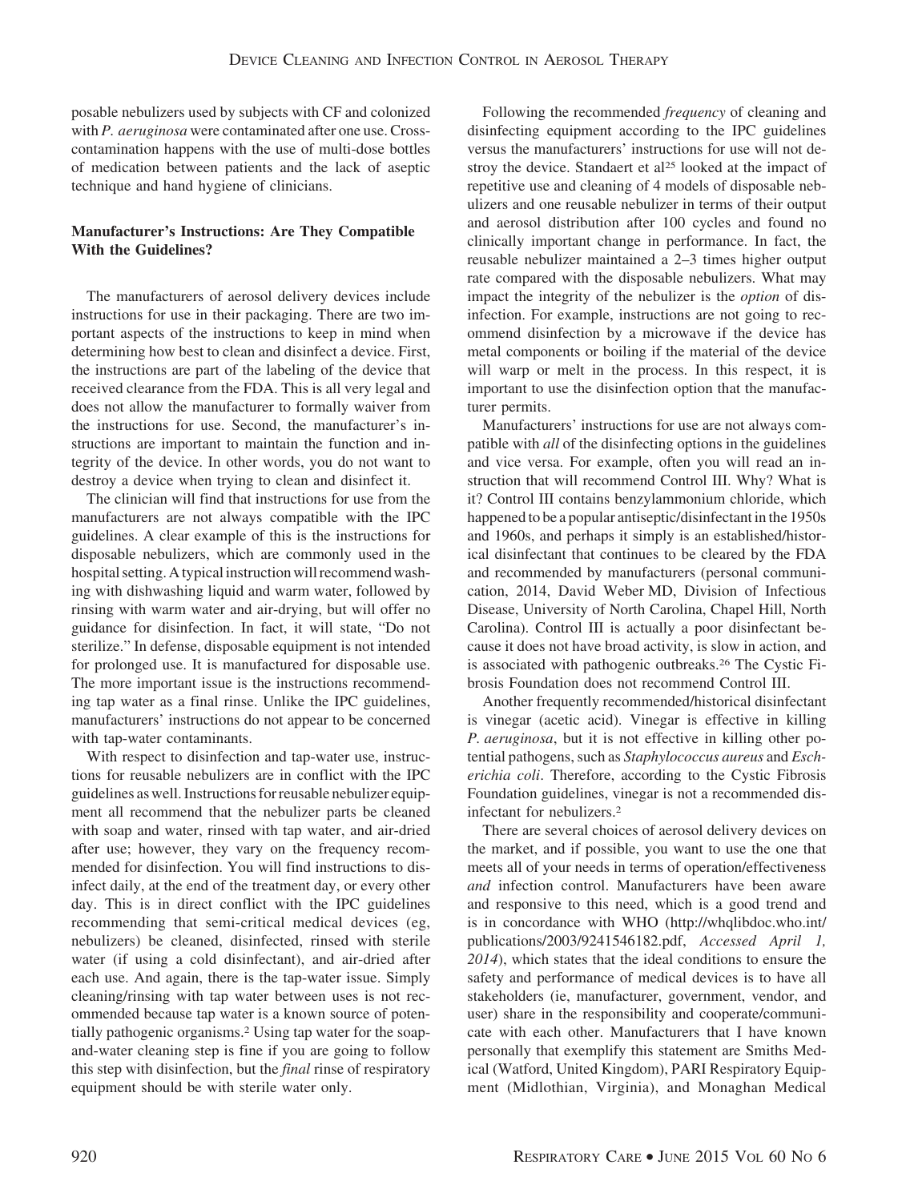posable nebulizers used by subjects with CF and colonized with *P. aeruginosa* were contaminated after one use. Cross-contamination happens with the use of multi-dose bottles of medication between patients and the lack of aseptic technique and hand hygiene of clinicians.

### Manufacturer's Instructions: Are They Compatible With the Guidelines?

The manufacturers of aerosol delivery devices include instructions for use in their packaging. There are two important aspects of the instructions to keep in mind when determining how best to clean and disinfect a device. First, the instructions are part of the labeling of the device that received clearance from the FDA. This is all very legal and does not allow the manufacturer to formally waiver from the instructions for use. Second, the manufacturer's instructions are important to maintain the function and integrity of the device. In other words, you do not want to destroy a device when trying to clean and disinfect it.

The clinician will find that instructions for use from the manufacturers are not always compatible with the IPC guidelines. A clear example of this is the instructions for disposable nebulizers, which are commonly used in the hospital setting. A typical instruction will recommend washing with dishwashing liquid and warm water, followed by rinsing with warm water and air-drying, but will offer no guidance for disinfection. In fact, it will state, "Do not sterilize." In defense, disposable equipment is not intended for prolonged use. It is manufactured for disposable use. The more important issue is the instructions recommending tap water as a final rinse. Unlike the IPC guidelines, manufacturers' instructions do not appear to be concerned with tap-water contaminants.

With respect to disinfection and tap-water use, instructions for reusable nebulizers are in conflict with the IPC guidelines as well. Instructions for reusable nebulizer equipment all recommend that the nebulizer parts be cleaned with soap and water, rinsed with tap water, and air-dried after use; however, they vary on the frequency recommended for disinfection. You will find instructions to disinfect daily, at the end of the treatment day, or every other day. This is in direct conflict with the IPC guidelines recommending that semi-critical medical devices (eg, nebulizers) be cleaned, disinfected, rinsed with sterile water (if using a cold disinfectant), and air-dried after each use. And again, there is the tap-water issue. Simply cleaning/rinsing with tap water between uses is not recommended because tap water is a known source of potentially pathogenic organisms.[2] Using tap water for the soap-and-water cleaning step is fine if you are going to follow this step with disinfection, but the *final* rinse of respiratory equipment should be with sterile water only.

Following the recommended *frequency* of cleaning and disinfecting equipment according to the IPC guidelines versus the manufacturers' instructions for use will not destroy the device. Standaert et al[25] looked at the impact of repetitive use and cleaning of 4 models of disposable nebulizers and one reusable nebulizer in terms of their output and aerosol distribution after 100 cycles and found no clinically important change in performance. In fact, the reusable nebulizer maintained a 2–3 times higher output rate compared with the disposable nebulizers. What may impact the integrity of the nebulizer is the *option* of disinfection. For example, instructions are not going to recommend disinfection by a microwave if the device has metal components or boiling if the material of the device will warp or melt in the process. In this respect, it is important to use the disinfection option that the manufacturer permits.

Manufacturers' instructions for use are not always compatible with *all* of the disinfecting options in the guidelines and vice versa. For example, often you will read an instruction that will recommend Control III. Why? What is it? Control III contains benzylammonium chloride, which happened to be a popular antiseptic/disinfectant in the 1950s and 1960s, and perhaps it simply is an established/historical disinfectant that continues to be cleared by the FDA and recommended by manufacturers (personal communication, 2014, David Weber MD, Division of Infectious Disease, University of North Carolina, Chapel Hill, North Carolina). Control III is actually a poor disinfectant because it does not have broad activity, is slow in action, and is associated with pathogenic outbreaks.[26] The Cystic Fibrosis Foundation does not recommend Control III.

Another frequently recommended/historical disinfectant is vinegar (acetic acid). Vinegar is effective in killing *P. aeruginosa*, but it is not effective in killing other potential pathogens, such as *Staphylococcus aureus* and *Escherichia coli*. Therefore, according to the Cystic Fibrosis Foundation guidelines, vinegar is not a recommended disinfectant for nebulizers.[2]

There are several choices of aerosol delivery devices on the market, and if possible, you want to use the one that meets all of your needs in terms of operation/effectiveness *and* infection control. Manufacturers have been aware and responsive to this need, which is a good trend and is in concordance with WHO (http://whqlibdoc.who.int/publications/2003/9241546182.pdf, *Accessed April 1, 2014*), which states that the ideal conditions to ensure the safety and performance of medical devices is to have all stakeholders (ie, manufacturer, government, vendor, and user) share in the responsibility and cooperate/communicate with each other. Manufacturers that I have known personally that exemplify this statement are Smiths Medical (Watford, United Kingdom), PARI Respiratory Equipment (Midlothian, Virginia), and Monaghan Medical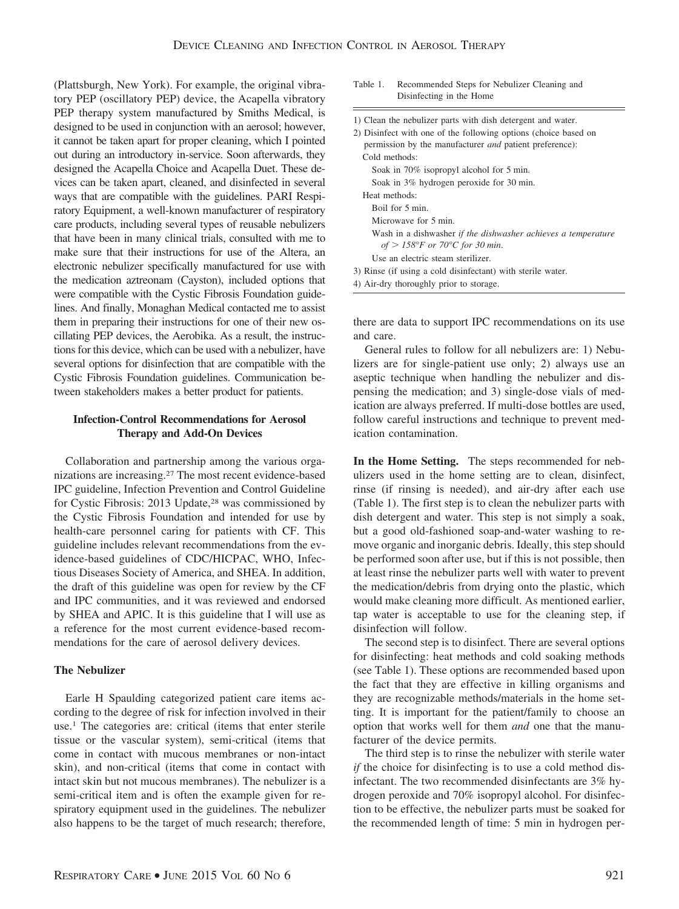(Plattsburgh, New York). For example, the original vibratory PEP (oscillatory PEP) device, the Acapella vibratory PEP therapy system manufactured by Smiths Medical, is designed to be used in conjunction with an aerosol; however, it cannot be taken apart for proper cleaning, which I pointed out during an introductory in-service. Soon afterwards, they designed the Acapella Choice and Acapella Duet. These devices can be taken apart, cleaned, and disinfected in several ways that are compatible with the guidelines. PARI Respiratory Equipment, a well-known manufacturer of respiratory care products, including several types of reusable nebulizers that have been in many clinical trials, consulted with me to make sure that their instructions for use of the Altera, an electronic nebulizer specifically manufactured for use with the medication aztreonam (Cayston), included options that were compatible with the Cystic Fibrosis Foundation guidelines. And finally, Monaghan Medical contacted me to assist them in preparing their instructions for one of their new oscillating PEP devices, the Aerobika. As a result, the instructions for this device, which can be used with a nebulizer, have several options for disinfection that are compatible with the Cystic Fibrosis Foundation guidelines. Communication between stakeholders makes a better product for patients.

### Infection-Control Recommendations for Aerosol Therapy and Add-On Devices

Collaboration and partnership among the various organizations are increasing.[27] The most recent evidence-based IPC guideline, Infection Prevention and Control Guideline for Cystic Fibrosis: 2013 Update,[28] was commissioned by the Cystic Fibrosis Foundation and intended for use by health-care personnel caring for patients with CF. This guideline includes relevant recommendations from the evidence-based guidelines of CDC/HICPAC, WHO, Infectious Diseases Society of America, and SHEA. In addition, the draft of this guideline was open for review by the CF and IPC communities, and it was reviewed and endorsed by SHEA and APIC. It is this guideline that I will use as a reference for the most current evidence-based recommendations for the care of aerosol delivery devices.

### The Nebulizer

Earle H Spaulding categorized patient care items according to the degree of risk for infection involved in their use.[1] The categories are: critical (items that enter sterile tissue or the vascular system), semi-critical (items that come in contact with mucous membranes or non-intact skin), and non-critical (items that come in contact with intact skin but not mucous membranes). The nebulizer is a semi-critical item and is often the example given for respiratory equipment used in the guidelines. The nebulizer also happens to be the target of much research; therefore, there are data to support IPC recommendations on its use and care.

Table 1. Recommended Steps for Nebulizer Cleaning and Disinfecting in the Home

| |
|---|
| 1) Clean the nebulizer parts with dish detergent and water. |
| 2) Disinfect with one of the following options (choice based on permission by the manufacturer *and* patient preference): |
| Cold methods: |
| Soak in 70% isopropyl alcohol for 5 min. |
| Soak in 3% hydrogen peroxide for 30 min. |
| Heat methods: |
| Boil for 5 min. |
| Microwave for 5 min. |
| Wash in a dishwasher *if the dishwasher achieves a temperature of > 158°F or 70°C for 30 min*. |
| Use an electric steam sterilizer. |
| 3) Rinse (if using a cold disinfectant) with sterile water. |
| 4) Air-dry thoroughly prior to storage. |

General rules to follow for all nebulizers are: 1) Nebulizers are for single-patient use only; 2) always use an aseptic technique when handling the nebulizer and dispensing the medication; and 3) single-dose vials of medication are always preferred. If multi-dose bottles are used, follow careful instructions and technique to prevent medication contamination.

**In the Home Setting.** The steps recommended for nebulizers used in the home setting are to clean, disinfect, rinse (if rinsing is needed), and air-dry after each use (Table 1). The first step is to clean the nebulizer parts with dish detergent and water. This step is not simply a soak, but a good old-fashioned soap-and-water washing to remove organic and inorganic debris. Ideally, this step should be performed soon after use, but if this is not possible, then at least rinse the nebulizer parts well with water to prevent the medication/debris from drying onto the plastic, which would make cleaning more difficult. As mentioned earlier, tap water is acceptable to use for the cleaning step, if disinfection will follow.

The second step is to disinfect. There are several options for disinfecting: heat methods and cold soaking methods (see Table 1). These options are recommended based upon the fact that they are effective in killing organisms and they are recognizable methods/materials in the home setting. It is important for the patient/family to choose an option that works well for them *and* one that the manufacturer of the device permits.

The third step is to rinse the nebulizer with sterile water *if* the choice for disinfecting is to use a cold method disinfectant. The two recommended disinfectants are 3% hydrogen peroxide and 70% isopropyl alcohol. For disinfection to be effective, the nebulizer parts must be soaked for the recommended length of time: 5 min in hydrogen per-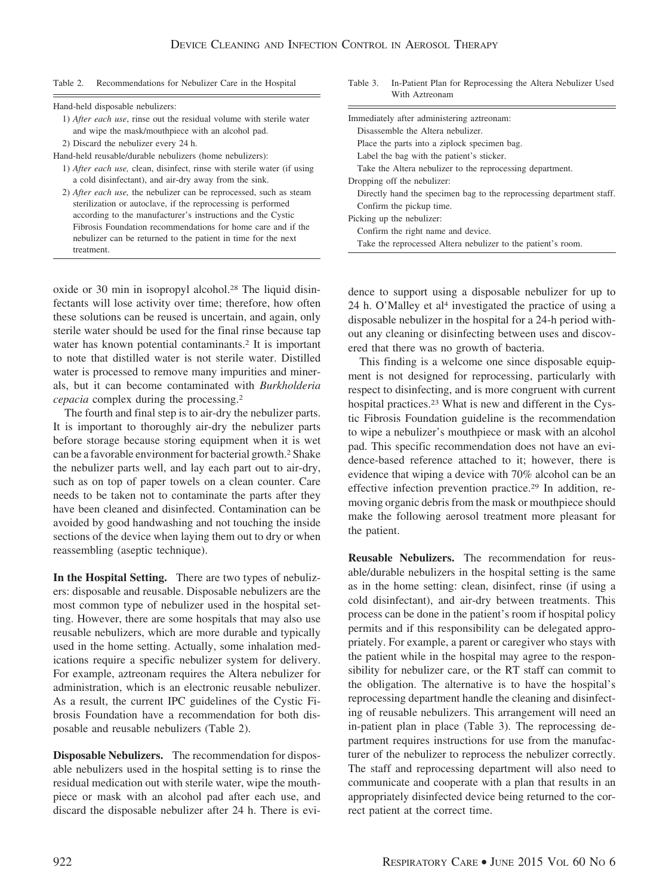Table 2. Recommendations for Nebulizer Care in the Hospital

| |
|---|
| Hand-held disposable nebulizers: |
| 1) *After each use*, rinse out the residual volume with sterile water and wipe the mask/mouthpiece with an alcohol pad. |
| 2) Discard the nebulizer every 24 h. |
| Hand-held reusable/durable nebulizers (home nebulizers): |
| 1) *After each use,* clean, disinfect, rinse with sterile water (if using a cold disinfectant), and air-dry away from the sink. |
| 2) *After each use,* the nebulizer can be reprocessed, such as steam sterilization or autoclave, if the reprocessing is performed according to the manufacturer's instructions and the Cystic Fibrosis Foundation recommendations for home care and if the nebulizer can be returned to the patient in time for the next treatment. |

Table 3. In-Patient Plan for Reprocessing the Altera Nebulizer Used With Aztreonam

| |
|---|
| Immediately after administering aztreonam: |
| Disassemble the Altera nebulizer. |
| Place the parts into a ziplock specimen bag. |
| Label the bag with the patient's sticker. |
| Take the Altera nebulizer to the reprocessing department. |
| Dropping off the nebulizer: |
| Directly hand the specimen bag to the reprocessing department staff. |
| Confirm the pickup time. |
| Picking up the nebulizer: |
| Confirm the right name and device. |
| Take the reprocessed Altera nebulizer to the patient's room. |

oxide or 30 min in isopropyl alcohol.[28] The liquid disinfectants will lose activity over time; therefore, how often these solutions can be reused is uncertain, and again, only sterile water should be used for the final rinse because tap water has known potential contaminants.[2] It is important to note that distilled water is not sterile water. Distilled water is processed to remove many impurities and minerals, but it can become contaminated with *Burkholderia cepacia* complex during the processing.[2]

The fourth and final step is to air-dry the nebulizer parts. It is important to thoroughly air-dry the nebulizer parts before storage because storing equipment when it is wet can be a favorable environment for bacterial growth.[2] Shake the nebulizer parts well, and lay each part out to air-dry, such as on top of paper towels on a clean counter. Care needs to be taken not to contaminate the parts after they have been cleaned and disinfected. Contamination can be avoided by good handwashing and not touching the inside sections of the device when laying them out to dry or when reassembling (aseptic technique).

**In the Hospital Setting.** There are two types of nebulizers: disposable and reusable. Disposable nebulizers are the most common type of nebulizer used in the hospital setting. However, there are some hospitals that may also use reusable nebulizers, which are more durable and typically used in the home setting. Actually, some inhalation medications require a specific nebulizer system for delivery. For example, aztreonam requires the Altera nebulizer for administration, which is an electronic reusable nebulizer. As a result, the current IPC guidelines of the Cystic Fibrosis Foundation have a recommendation for both disposable and reusable nebulizers (Table 2).

**Disposable Nebulizers.** The recommendation for disposable nebulizers used in the hospital setting is to rinse the residual medication out with sterile water, wipe the mouthpiece or mask with an alcohol pad after each use, and discard the disposable nebulizer after 24 h. There is evidence to support using a disposable nebulizer for up to 24 h. O'Malley et al[4] investigated the practice of using a disposable nebulizer in the hospital for a 24-h period without any cleaning or disinfecting between uses and discovered that there was no growth of bacteria.

This finding is a welcome one since disposable equipment is not designed for reprocessing, particularly with respect to disinfecting, and is more congruent with current hospital practices.[23] What is new and different in the Cystic Fibrosis Foundation guideline is the recommendation to wipe a nebulizer's mouthpiece or mask with an alcohol pad. This specific recommendation does not have an evidence-based reference attached to it; however, there is evidence that wiping a device with 70% alcohol can be an effective infection prevention practice.[29] In addition, removing organic debris from the mask or mouthpiece should make the following aerosol treatment more pleasant for the patient.

**Reusable Nebulizers.** The recommendation for reusable/durable nebulizers in the hospital setting is the same as in the home setting: clean, disinfect, rinse (if using a cold disinfectant), and air-dry between treatments. This process can be done in the patient's room if hospital policy permits and if this responsibility can be delegated appropriately. For example, a parent or caregiver who stays with the patient while in the hospital may agree to the responsibility for nebulizer care, or the RT staff can commit to the obligation. The alternative is to have the hospital's reprocessing department handle the cleaning and disinfecting of reusable nebulizers. This arrangement will need an in-patient plan in place (Table 3). The reprocessing department requires instructions for use from the manufacturer of the nebulizer to reprocess the nebulizer correctly. The staff and reprocessing department will also need to communicate and cooperate with a plan that results in an appropriately disinfected device being returned to the correct patient at the correct time.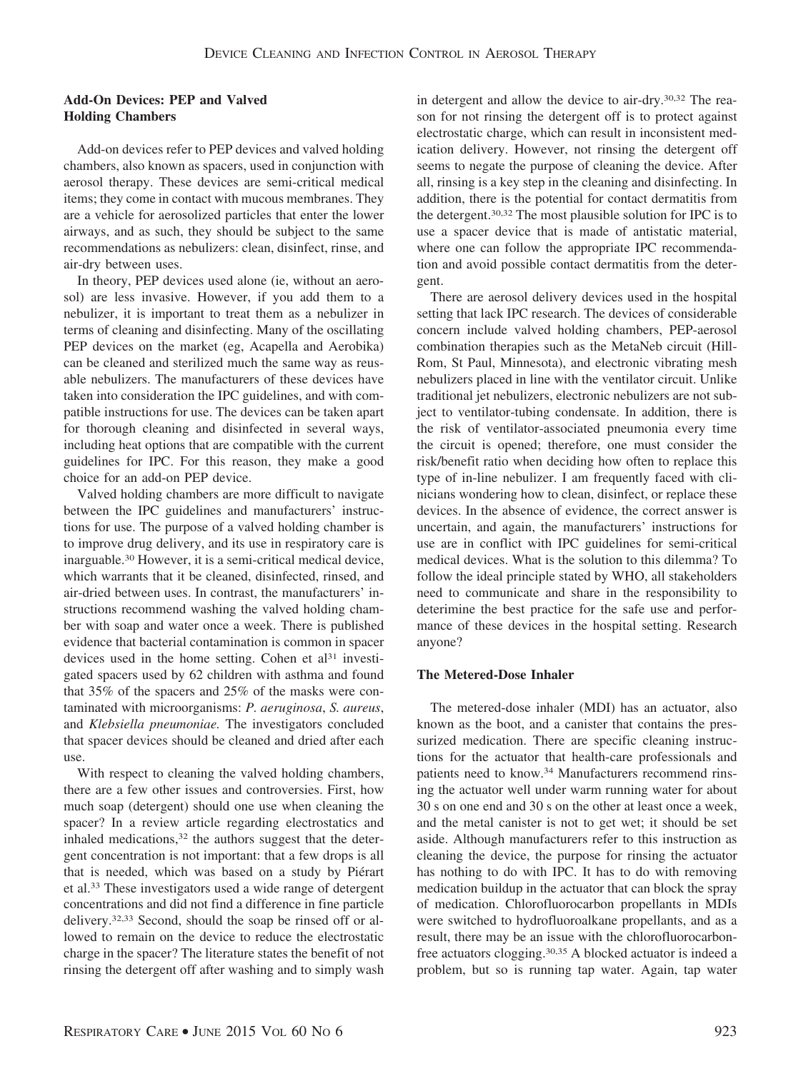### Add-On Devices: PEP and Valved Holding Chambers

Add-on devices refer to PEP devices and valved holding chambers, also known as spacers, used in conjunction with aerosol therapy. These devices are semi-critical medical items; they come in contact with mucous membranes. They are a vehicle for aerosolized particles that enter the lower airways, and as such, they should be subject to the same recommendations as nebulizers: clean, disinfect, rinse, and air-dry between uses.

In theory, PEP devices used alone (ie, without an aerosol) are less invasive. However, if you add them to a nebulizer, it is important to treat them as a nebulizer in terms of cleaning and disinfecting. Many of the oscillating PEP devices on the market (eg, Acapella and Aerobika) can be cleaned and sterilized much the same way as reusable nebulizers. The manufacturers of these devices have taken into consideration the IPC guidelines, and with compatible instructions for use. The devices can be taken apart for thorough cleaning and disinfected in several ways, including heat options that are compatible with the current guidelines for IPC. For this reason, they make a good choice for an add-on PEP device.

Valved holding chambers are more difficult to navigate between the IPC guidelines and manufacturers' instructions for use. The purpose of a valved holding chamber is to improve drug delivery, and its use in respiratory care is inarguable.[30] However, it is a semi-critical medical device, which warrants that it be cleaned, disinfected, rinsed, and air-dried between uses. In contrast, the manufacturers' instructions recommend washing the valved holding chamber with soap and water once a week. There is published evidence that bacterial contamination is common in spacer devices used in the home setting. Cohen et al[31] investigated spacers used by 62 children with asthma and found that 35% of the spacers and 25% of the masks were contaminated with microorganisms: *P. aeruginosa*, *S. aureus*, and *Klebsiella pneumoniae*. The investigators concluded that spacer devices should be cleaned and dried after each use.

With respect to cleaning the valved holding chambers, there are a few other issues and controversies. First, how much soap (detergent) should one use when cleaning the spacer? In a review article regarding electrostatics and inhaled medications,[32] the authors suggest that the detergent concentration is not important: that a few drops is all that is needed, which was based on a study by Piérart et al.[33] These investigators used a wide range of detergent concentrations and did not find a difference in fine particle delivery.[32,33] Second, should the soap be rinsed off or allowed to remain on the device to reduce the electrostatic charge in the spacer? The literature states the benefit of not rinsing the detergent off after washing and to simply wash in detergent and allow the device to air-dry.[30,32] The reason for not rinsing the detergent off is to protect against electrostatic charge, which can result in inconsistent medication delivery. However, not rinsing the detergent off seems to negate the purpose of cleaning the device. After all, rinsing is a key step in the cleaning and disinfecting. In addition, there is the potential for contact dermatitis from the detergent.[30,32] The most plausible solution for IPC is to use a spacer device that is made of antistatic material, where one can follow the appropriate IPC recommendation and avoid possible contact dermatitis from the detergent.

There are aerosol delivery devices used in the hospital setting that lack IPC research. The devices of considerable concern include valved holding chambers, PEP-aerosol combination therapies such as the MetaNeb circuit (Hill-Rom, St Paul, Minnesota), and electronic vibrating mesh nebulizers placed in line with the ventilator circuit. Unlike traditional jet nebulizers, electronic nebulizers are not subject to ventilator-tubing condensate. In addition, there is the risk of ventilator-associated pneumonia every time the circuit is opened; therefore, one must consider the risk/benefit ratio when deciding how often to replace this type of in-line nebulizer. I am frequently faced with clinicians wondering how to clean, disinfect, or replace these devices. In the absence of evidence, the correct answer is uncertain, and again, the manufacturers' instructions for use are in conflict with IPC guidelines for semi-critical medical devices. What is the solution to this dilemma? To follow the ideal principle stated by WHO, all stakeholders need to communicate and share in the responsibility to deterimine the best practice for the safe use and performance of these devices in the hospital setting. Research anyone?

### The Metered-Dose Inhaler

The metered-dose inhaler (MDI) has an actuator, also known as the boot, and a canister that contains the pressurized medication. There are specific cleaning instructions for the actuator that health-care professionals and patients need to know.[34] Manufacturers recommend rinsing the actuator well under warm running water for about 30 s on one end and 30 s on the other at least once a week, and the metal canister is not to get wet; it should be set aside. Although manufacturers refer to this instruction as cleaning the device, the purpose for rinsing the actuator has nothing to do with IPC. It has to do with removing medication buildup in the actuator that can block the spray of medication. Chlorofluorocarbon propellants in MDIs were switched to hydrofluoroalkane propellants, and as a result, there may be an issue with the chlorofluorocarbon-free actuators clogging.[30,35] A blocked actuator is indeed a problem, but so is running tap water. Again, tap water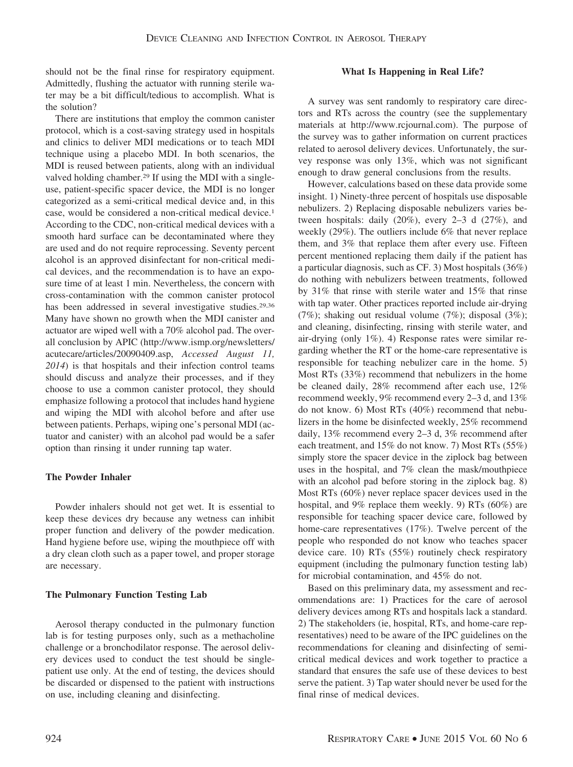should not be the final rinse for respiratory equipment. Admittedly, flushing the actuator with running sterile water may be a bit difficult/tedious to accomplish. What is the solution?

There are institutions that employ the common canister protocol, which is a cost-saving strategy used in hospitals and clinics to deliver MDI medications or to teach MDI technique using a placebo MDI. In both scenarios, the MDI is reused between patients, along with an individual valved holding chamber.[29] If using the MDI with a single-use, patient-specific spacer device, the MDI is no longer categorized as a semi-critical medical device and, in this case, would be considered a non-critical medical device.[1] According to the CDC, non-critical medical devices with a smooth hard surface can be decontaminated where they are used and do not require reprocessing. Seventy percent alcohol is an approved disinfectant for non-critical medical devices, and the recommendation is to have an exposure time of at least 1 min. Nevertheless, the concern with cross-contamination with the common canister protocol has been addressed in several investigative studies.[29,36] Many have shown no growth when the MDI canister and actuator are wiped well with a 70% alcohol pad. The overall conclusion by APIC (http://www.ismp.org/newsletters/acutecare/articles/20090409.asp, *Accessed August 11, 2014*) is that hospitals and their infection control teams should discuss and analyze their processes, and if they choose to use a common canister protocol, they should emphasize following a protocol that includes hand hygiene and wiping the MDI with alcohol before and after use between patients. Perhaps, wiping one's personal MDI (actuator and canister) with an alcohol pad would be a safer option than rinsing it under running tap water.

### The Powder Inhaler

Powder inhalers should not get wet. It is essential to keep these devices dry because any wetness can inhibit proper function and delivery of the powder medication. Hand hygiene before use, wiping the mouthpiece off with a dry clean cloth such as a paper towel, and proper storage are necessary.

### The Pulmonary Function Testing Lab

Aerosol therapy conducted in the pulmonary function lab is for testing purposes only, such as a methacholine challenge or a bronchodilator response. The aerosol delivery devices used to conduct the test should be single-patient use only. At the end of testing, the devices should be discarded or dispensed to the patient with instructions on use, including cleaning and disinfecting.

### What Is Happening in Real Life?

A survey was sent randomly to respiratory care directors and RTs across the country (see the supplementary materials at http://www.rcjournal.com). The purpose of the survey was to gather information on current practices related to aerosol delivery devices. Unfortunately, the survey response was only 13%, which was not significant enough to draw general conclusions from the results.

However, calculations based on these data provide some insight. 1) Ninety-three percent of hospitals use disposable nebulizers. 2) Replacing disposable nebulizers varies between hospitals: daily (20%), every 2–3 d (27%), and weekly (29%). The outliers include 6% that never replace them, and 3% that replace them after every use. Fifteen percent mentioned replacing them daily if the patient has a particular diagnosis, such as CF. 3) Most hospitals (36%) do nothing with nebulizers between treatments, followed by 31% that rinse with sterile water and 15% that rinse with tap water. Other practices reported include air-drying (7%); shaking out residual volume (7%); disposal (3%); and cleaning, disinfecting, rinsing with sterile water, and air-drying (only 1%). 4) Response rates were similar regarding whether the RT or the home-care representative is responsible for teaching nebulizer care in the home. 5) Most RTs (33%) recommend that nebulizers in the home be cleaned daily, 28% recommend after each use, 12% recommend weekly, 9% recommend every 2–3 d, and 13% do not know. 6) Most RTs (40%) recommend that nebulizers in the home be disinfected weekly, 25% recommend daily, 13% recommend every 2–3 d, 3% recommend after each treatment, and 15% do not know. 7) Most RTs (55%) simply store the spacer device in the ziplock bag between uses in the hospital, and 7% clean the mask/mouthpiece with an alcohol pad before storing in the ziplock bag. 8) Most RTs (60%) never replace spacer devices used in the hospital, and 9% replace them weekly. 9) RTs (60%) are responsible for teaching spacer device care, followed by home-care representatives (17%). Twelve percent of the people who responded do not know who teaches spacer device care. 10) RTs (55%) routinely check respiratory equipment (including the pulmonary function testing lab) for microbial contamination, and 45% do not.

Based on this preliminary data, my assessment and recommendations are: 1) Practices for the care of aerosol delivery devices among RTs and hospitals lack a standard. 2) The stakeholders (ie, hospital, RTs, and home-care representatives) need to be aware of the IPC guidelines on the recommendations for cleaning and disinfecting of semi-critical medical devices and work together to practice a standard that ensures the safe use of these devices to best serve the patient. 3) Tap water should never be used for the final rinse of medical devices.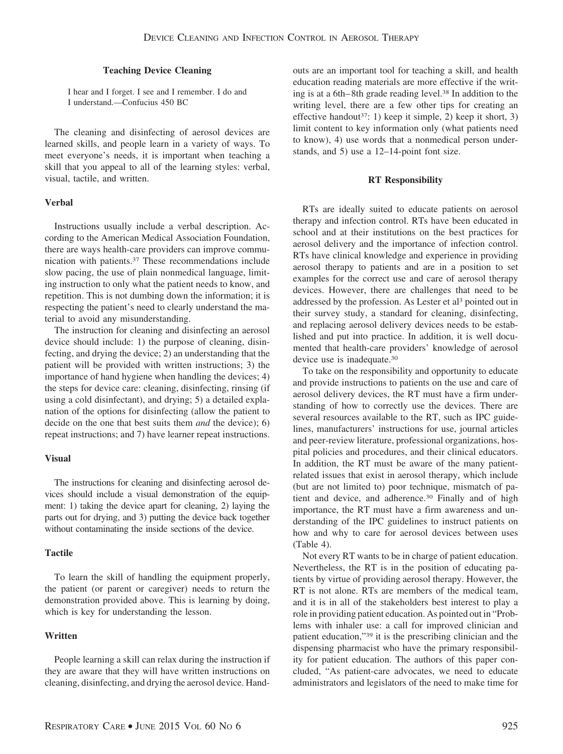### Teaching Device Cleaning

I hear and I forget. I see and I remember. I do and I understand.—Confucius 450 BC

The cleaning and disinfecting of aerosol devices are learned skills, and people learn in a variety of ways. To meet everyone's needs, it is important when teaching a skill that you appeal to all of the learning styles: verbal, visual, tactile, and written.

#### Verbal

Instructions usually include a verbal description. According to the American Medical Association Foundation, there are ways health-care providers can improve communication with patients.[37] These recommendations include slow pacing, the use of plain nonmedical language, limiting instruction to only what the patient needs to know, and repetition. This is not dumbing down the information; it is respecting the patient's need to clearly understand the material to avoid any misunderstanding.

The instruction for cleaning and disinfecting an aerosol device should include: 1) the purpose of cleaning, disinfecting, and drying the device; 2) an understanding that the patient will be provided with written instructions; 3) the importance of hand hygiene when handling the devices; 4) the steps for device care: cleaning, disinfecting, rinsing (if using a cold disinfectant), and drying; 5) a detailed explanation of the options for disinfecting (allow the patient to decide on the one that best suits them *and* the device); 6) repeat instructions; and 7) have learner repeat instructions.

#### Visual

The instructions for cleaning and disinfecting aerosol devices should include a visual demonstration of the equipment: 1) taking the device apart for cleaning, 2) laying the parts out for drying, and 3) putting the device back together without contaminating the inside sections of the device.

#### Tactile

To learn the skill of handling the equipment properly, the patient (or parent or caregiver) needs to return the demonstration provided above. This is learning by doing, which is key for understanding the lesson.

#### Written

People learning a skill can relax during the instruction if they are aware that they will have written instructions on cleaning, disinfecting, and drying the aerosol device. Handouts are an important tool for teaching a skill, and health education reading materials are more effective if the writing is at a 6th–8th grade reading level.[38] In addition to the writing level, there are a few other tips for creating an effective handout[37]: 1) keep it simple, 2) keep it short, 3) limit content to key information only (what patients need to know), 4) use words that a nonmedical person understands, and 5) use a 12–14-point font size.

### RT Responsibility

RTs are ideally suited to educate patients on aerosol therapy and infection control. RTs have been educated in school and at their institutions on the best practices for aerosol delivery and the importance of infection control. RTs have clinical knowledge and experience in providing aerosol therapy to patients and are in a position to set examples for the correct use and care of aerosol therapy devices. However, there are challenges that need to be addressed by the profession. As Lester et al[3] pointed out in their survey study, a standard for cleaning, disinfecting, and replacing aerosol delivery devices needs to be established and put into practice. In addition, it is well documented that health-care providers' knowledge of aerosol device use is inadequate.[30]

To take on the responsibility and opportunity to educate and provide instructions to patients on the use and care of aerosol delivery devices, the RT must have a firm understanding of how to correctly use the devices. There are several resources available to the RT, such as IPC guidelines, manufacturers' instructions for use, journal articles and peer-review literature, professional organizations, hospital policies and procedures, and their clinical educators. In addition, the RT must be aware of the many patient-related issues that exist in aerosol therapy, which include (but are not limited to) poor technique, mismatch of patient and device, and adherence.[30] Finally and of high importance, the RT must have a firm awareness and understanding of the IPC guidelines to instruct patients on how and why to care for aerosol devices between uses (Table 4).

Not every RT wants to be in charge of patient education. Nevertheless, the RT is in the position of educating patients by virtue of providing aerosol therapy. However, the RT is not alone. RTs are members of the medical team, and it is in all of the stakeholders best interest to play a role in providing patient education. As pointed out in "Problems with inhaler use: a call for improved clinician and patient education,"[39] it is the prescribing clinician and the dispensing pharmacist who have the primary responsibility for patient education. The authors of this paper concluded, "As patient-care advocates, we need to educate administrators and legislators of the need to make time for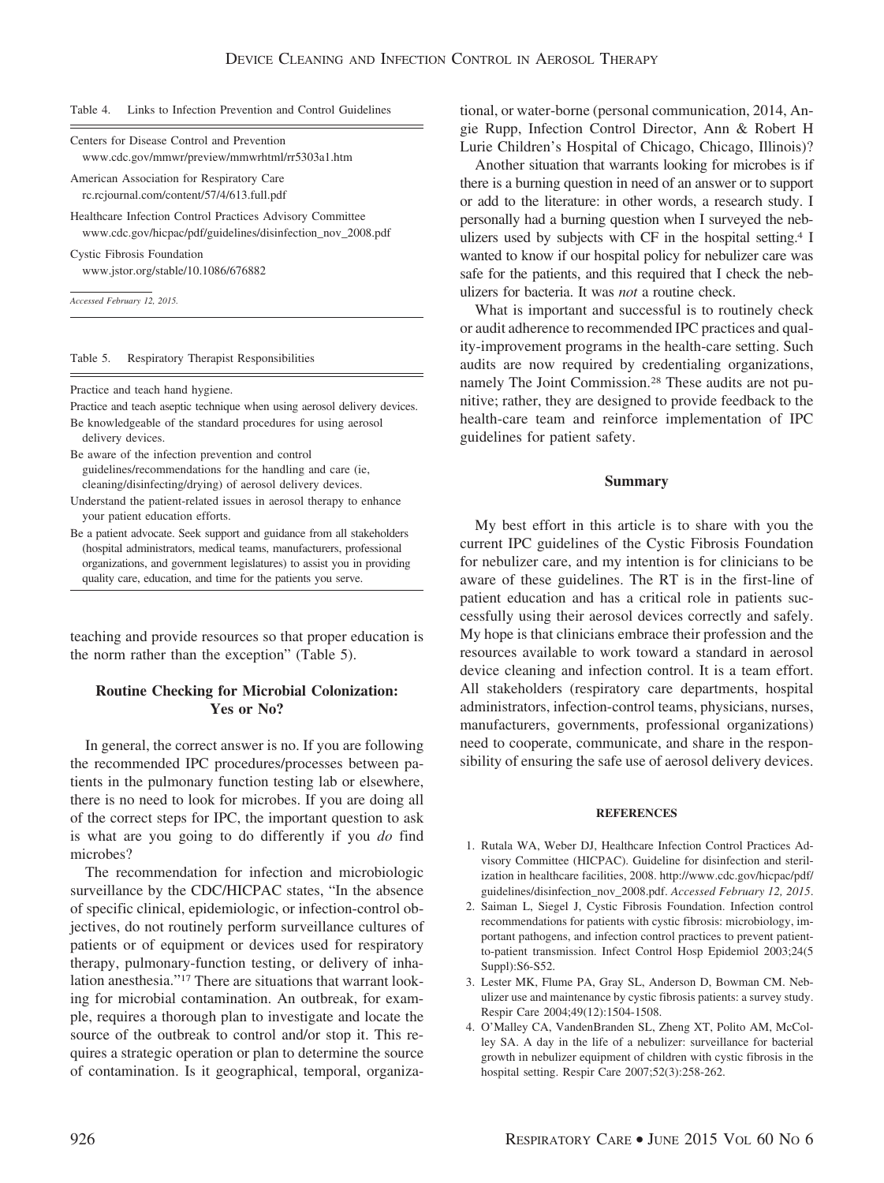Table 4. Links to Infection Prevention and Control Guidelines

| |
|---|
| Centers for Disease Control and Prevention<br>www.cdc.gov/mmwr/preview/mmwrhtml/rr5303a1.htm |
| American Association for Respiratory Care<br>rc.rcjournal.com/content/57/4/613.full.pdf |
| Healthcare Infection Control Practices Advisory Committee<br>www.cdc.gov/hicpac/pdf/guidelines/disinfection_nov_2008.pdf |
| Cystic Fibrosis Foundation<br>www.jstor.org/stable/10.1086/676882 |

*Accessed February 12, 2015.*

Table 5. Respiratory Therapist Responsibilities

| |
|---|
| Practice and teach hand hygiene. |
| Practice and teach aseptic technique when using aerosol delivery devices. |
| Be knowledgeable of the standard procedures for using aerosol delivery devices. |
| Be aware of the infection prevention and control guidelines/recommendations for the handling and care (ie, cleaning/disinfecting/drying) of aerosol delivery devices. |
| Understand the patient-related issues in aerosol therapy to enhance your patient education efforts. |
| Be a patient advocate. Seek support and guidance from all stakeholders (hospital administrators, medical teams, manufacturers, professional organizations, and government legislatures) to assist you in providing quality care, education, and time for the patients you serve. |

teaching and provide resources so that proper education is the norm rather than the exception" (Table 5).

## Routine Checking for Microbial Colonization: Yes or No?

In general, the correct answer is no. If you are following the recommended IPC procedures/processes between patients in the pulmonary function testing lab or elsewhere, there is no need to look for microbes. If you are doing all of the correct steps for IPC, the important question to ask is what are you going to do differently if you *do* find microbes?

The recommendation for infection and microbiologic surveillance by the CDC/HICPAC states, "In the absence of specific clinical, epidemiologic, or infection-control objectives, do not routinely perform surveillance cultures of patients or of equipment or devices used for respiratory therapy, pulmonary-function testing, or delivery of inhalation anesthesia."[17] There are situations that warrant looking for microbial contamination. An outbreak, for example, requires a thorough plan to investigate and locate the source of the outbreak to control and/or stop it. This requires a strategic operation or plan to determine the source of contamination. Is it geographical, temporal, organizational, or water-borne (personal communication, 2014, Angie Rupp, Infection Control Director, Ann & Robert H Lurie Children's Hospital of Chicago, Chicago, Illinois)?

Another situation that warrants looking for microbes is if there is a burning question in need of an answer or to support or add to the literature: in other words, a research study. I personally had a burning question when I surveyed the nebulizers used by subjects with CF in the hospital setting.[4] I wanted to know if our hospital policy for nebulizer care was safe for the patients, and this required that I check the nebulizers for bacteria. It was *not* a routine check.

What is important and successful is to routinely check or audit adherence to recommended IPC practices and quality-improvement programs in the health-care setting. Such audits are now required by credentialing organizations, namely The Joint Commission.[28] These audits are not punitive; rather, they are designed to provide feedback to the health-care team and reinforce implementation of IPC guidelines for patient safety.

## Summary

My best effort in this article is to share with you the current IPC guidelines of the Cystic Fibrosis Foundation for nebulizer care, and my intention is for clinicians to be aware of these guidelines. The RT is in the first-line of patient education and has a critical role in patients successfully using their aerosol devices correctly and safely. My hope is that clinicians embrace their profession and the resources available to work toward a standard in aerosol device cleaning and infection control. It is a team effort. All stakeholders (respiratory care departments, hospital administrators, infection-control teams, physicians, nurses, manufacturers, governments, professional organizations) need to cooperate, communicate, and share in the responsibility of ensuring the safe use of aerosol delivery devices.

## REFERENCES

1. Rutala WA, Weber DJ, Healthcare Infection Control Practices Advisory Committee (HICPAC). Guideline for disinfection and sterilization in healthcare facilities, 2008. http://www.cdc.gov/hicpac/pdf/guidelines/disinfection_nov_2008.pdf. *Accessed February 12, 2015*.
2. Saiman L, Siegel J, Cystic Fibrosis Foundation. Infection control recommendations for patients with cystic fibrosis: microbiology, important pathogens, and infection control practices to prevent patient-to-patient transmission. Infect Control Hosp Epidemiol 2003;24(5 Suppl):S6-S52.
3. Lester MK, Flume PA, Gray SL, Anderson D, Bowman CM. Nebulizer use and maintenance by cystic fibrosis patients: a survey study. Respir Care 2004;49(12):1504-1508.
4. O'Malley CA, VandenBranden SL, Zheng XT, Polito AM, McColley SA. A day in the life of a nebulizer: surveillance for bacterial growth in nebulizer equipment of children with cystic fibrosis in the hospital setting. Respir Care 2007;52(3):258-262.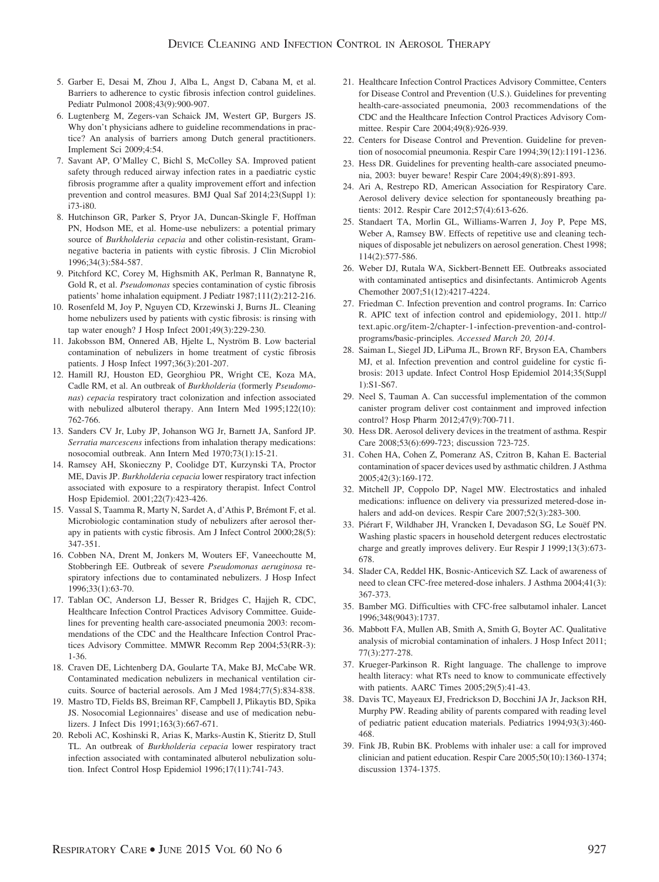5. Garber E, Desai M, Zhou J, Alba L, Angst D, Cabana M, et al. Barriers to adherence to cystic fibrosis infection control guidelines. Pediatr Pulmonol 2008;43(9):900-907.
6. Lugtenberg M, Zegers-van Schaick JM, Westert GP, Burgers JS. Why don't physicians adhere to guideline recommendations in practice? An analysis of barriers among Dutch general practitioners. Implement Sci 2009;4:54.
7. Savant AP, O'Malley C, Bichl S, McColley SA. Improved patient safety through reduced airway infection rates in a paediatric cystic fibrosis programme after a quality improvement effort and infection prevention and control measures. BMJ Qual Saf 2014;23(Suppl 1): i73-i80.
8. Hutchinson GR, Parker S, Pryor JA, Duncan-Skingle F, Hoffman PN, Hodson ME, et al. Home-use nebulizers: a potential primary source of *Burkholderia cepacia* and other colistin-resistant, Gram-negative bacteria in patients with cystic fibrosis. J Clin Microbiol 1996;34(3):584-587.
9. Pitchford KC, Corey M, Highsmith AK, Perlman R, Bannatyne R, Gold R, et al. *Pseudomonas* species contamination of cystic fibrosis patients' home inhalation equipment. J Pediatr 1987;111(2):212-216.
10. Rosenfeld M, Joy P, Nguyen CD, Krzewinski J, Burns JL. Cleaning home nebulizers used by patients with cystic fibrosis: is rinsing with tap water enough? J Hosp Infect 2001;49(3):229-230.
11. Jakobsson BM, Onnered AB, Hjelte L, Nyström B. Low bacterial contamination of nebulizers in home treatment of cystic fibrosis patients. J Hosp Infect 1997;36(3):201-207.
12. Hamill RJ, Houston ED, Georghiou PR, Wright CE, Koza MA, Cadle RM, et al. An outbreak of *Burkholderia* (formerly *Pseudomonas*) *cepacia* respiratory tract colonization and infection associated with nebulized albuterol therapy. Ann Intern Med 1995;122(10): 762-766.
13. Sanders CV Jr, Luby JP, Johanson WG Jr, Barnett JA, Sanford JP. *Serratia marcescens* infections from inhalation therapy medications: nosocomial outbreak. Ann Intern Med 1970;73(1):15-21.
14. Ramsey AH, Skonieczny P, Coolidge DT, Kurzynski TA, Proctor ME, Davis JP. *Burkholderia cepacia* lower respiratory tract infection associated with exposure to a respiratory therapist. Infect Control Hosp Epidemiol. 2001;22(7):423-426.
15. Vassal S, Taamma R, Marty N, Sardet A, d'Athis P, Brémont F, et al. Microbiologic contamination study of nebulizers after aerosol therapy in patients with cystic fibrosis. Am J Infect Control 2000;28(5): 347-351.
16. Cobben NA, Drent M, Jonkers M, Wouters EF, Vaneechoutte M, Stobberingh EE. Outbreak of severe *Pseudomonas aeruginosa* respiratory infections due to contaminated nebulizers. J Hosp Infect 1996;33(1):63-70.
17. Tablan OC, Anderson LJ, Besser R, Bridges C, Hajjeh R, CDC, Healthcare Infection Control Practices Advisory Committee. Guidelines for preventing health care-associated pneumonia 2003: recommendations of the CDC and the Healthcare Infection Control Practices Advisory Committee. MMWR Recomm Rep 2004;53(RR-3): 1-36.
18. Craven DE, Lichtenberg DA, Goularte TA, Make BJ, McCabe WR. Contaminated medication nebulizers in mechanical ventilation circuits. Source of bacterial aerosols. Am J Med 1984;77(5):834-838.
19. Mastro TD, Fields BS, Breiman RF, Campbell J, Plikaytis BD, Spika JS. Nosocomial Legionnaires' disease and use of medication nebulizers. J Infect Dis 1991;163(3):667-671.
20. Reboli AC, Koshinski R, Arias K, Marks-Austin K, Stieritz D, Stull TL. An outbreak of *Burkholderia cepacia* lower respiratory tract infection associated with contaminated albuterol nebulization solution. Infect Control Hosp Epidemiol 1996;17(11):741-743.
21. Healthcare Infection Control Practices Advisory Committee, Centers for Disease Control and Prevention (U.S.). Guidelines for preventing health-care-associated pneumonia, 2003 recommendations of the CDC and the Healthcare Infection Control Practices Advisory Committee. Respir Care 2004;49(8):926-939.
22. Centers for Disease Control and Prevention. Guideline for prevention of nosocomial pneumonia. Respir Care 1994;39(12):1191-1236.
23. Hess DR. Guidelines for preventing health-care associated pneumonia, 2003: buyer beware! Respir Care 2004;49(8):891-893.
24. Ari A, Restrepo RD, American Association for Respiratory Care. Aerosol delivery device selection for spontaneously breathing patients: 2012. Respir Care 2012;57(4):613-626.
25. Standaert TA, Morlin GL, Williams-Warren J, Joy P, Pepe MS, Weber A, Ramsey BW. Effects of repetitive use and cleaning techniques of disposable jet nebulizers on aerosol generation. Chest 1998; 114(2):577-586.
26. Weber DJ, Rutala WA, Sickbert-Bennett EE. Outbreaks associated with contaminated antiseptics and disinfectants. Antimicrob Agents Chemother 2007;51(12):4217-4224.
27. Friedman C. Infection prevention and control programs. In: Carrico R. APIC text of infection control and epidemiology, 2011. http://text.apic.org/item-2/chapter-1-infection-prevention-and-control-programs/basic-principles. *Accessed March 20, 2014*.
28. Saiman L, Siegel JD, LiPuma JJ, Brown RF, Bryson EA, Chambers MJ, et al. Infection prevention and control guideline for cystic fibrosis: 2013 update. Infect Control Hosp Epidemiol 2014;35(Suppl 1):S1-S67.
29. Neel S, Tauman A. Can successful implementation of the common canister program deliver cost containment and improved infection control? Hosp Pharm 2012;47(9):700-711.
30. Hess DR. Aerosol delivery devices in the treatment of asthma. Respir Care 2008;53(6):699-723; discussion 723-725.
31. Cohen HA, Cohen Z, Pomeranz AS, Czitron B, Kahan E. Bacterial contamination of spacer devices used by asthmatic children. J Asthma 2005;42(3):169-172.
32. Mitchell JP, Coppolo DP, Nagel MW. Electrostatics and inhaled medications: influence on delivery via pressurized metered-dose inhalers and add-on devices. Respir Care 2007;52(3):283-300.
33. Piérart F, Wildhaber JH, Vrancken I, Devadason SG, Le Souëf PN. Washing plastic spacers in household detergent reduces electrostatic charge and greatly improves delivery. Eur Respir J 1999;13(3):673-678.
34. Slader CA, Reddel HK, Bosnic-Anticevich SZ. Lack of awareness of need to clean CFC-free metered-dose inhalers. J Asthma 2004;41(3): 367-373.
35. Bamber MG. Difficulties with CFC-free salbutamol inhaler. Lancet 1996;348(9043):1737.
36. Mabbott FA, Mullen AB, Smith A, Smith G, Boyter AC. Qualitative analysis of microbial contamination of inhalers. J Hosp Infect 2011; 77(3):277-278.
37. Krueger-Parkinson R. Right language. The challenge to improve health literacy: what RTs need to know to communicate effectively with patients. AARC Times 2005;29(5):41-43.
38. Davis TC, Mayeaux EJ, Fredrickson D, Bocchini JA Jr, Jackson RH, Murphy PW. Reading ability of parents compared with reading level of pediatric patient education materials. Pediatrics 1994;93(3):460-468.
39. Fink JB, Rubin BK. Problems with inhaler use: a call for improved clinician and patient education. Respir Care 2005;50(10):1360-1374; discussion 1374-1375.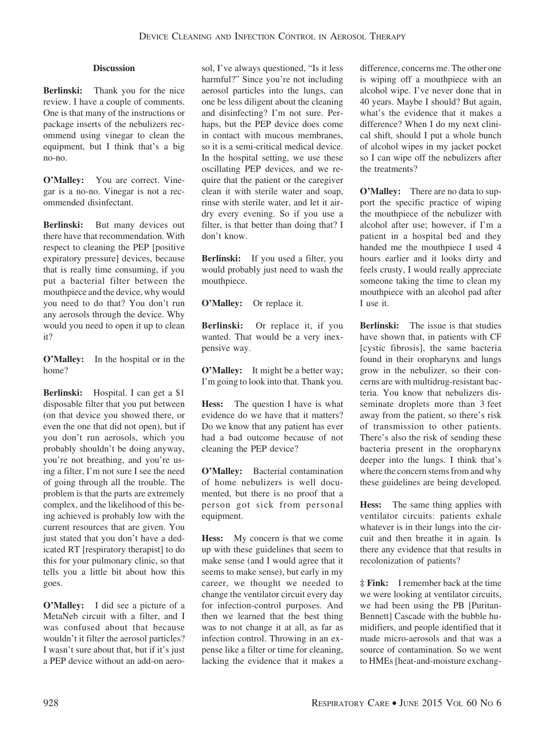### Discussion

**Berlinski:** Thank you for the nice review. I have a couple of comments. One is that many of the instructions or package inserts of the nebulizers recommend using vinegar to clean the equipment, but I think that's a big no-no.

**O'Malley:** You are correct. Vinegar is a no-no. Vinegar is not a recommended disinfectant.

**Berlinski:** But many devices out there have that recommendation. With respect to cleaning the PEP [positive expiratory pressure] devices, because that is really time consuming, if you put a bacterial filter between the mouthpiece and the device, why would you need to do that? You don't run any aerosols through the device. Why would you need to open it up to clean it?

**O'Malley:** In the hospital or in the home?

**Berlinski:** Hospital. I can get a $1 disposable filter that you put between (on that device you showed there, or even the one that did not open), but if you don't run aerosols, which you probably shouldn't be doing anyway, you're not breathing, and you're using a filter, I'm not sure I see the need of going through all the trouble. The problem is that the parts are extremely complex, and the likelihood of this being achieved is probably low with the current resources that are given. You just stated that you don't have a dedicated RT [respiratory therapist] to do this for your pulmonary clinic, so that tells you a little bit about how this goes.

**O'Malley:** I did see a picture of a MetaNeb circuit with a filter, and I was confused about that because wouldn't it filter the aerosol particles? I wasn't sure about that, but if it's just a PEP device without an add-on aerosol, I've always questioned, "Is it less harmful?" Since you're not including aerosol particles into the lungs, can one be less diligent about the cleaning and disinfecting? I'm not sure. Perhaps, but the PEP device does come in contact with mucous membranes, so it is a semi-critical medical device. In the hospital setting, we use these oscillating PEP devices, and we require that the patient or the caregiver clean it with sterile water and soap, rinse with sterile water, and let it air-dry every evening. So if you use a filter, is that better than doing that? I don't know.

**Berlinski:** If you used a filter, you would probably just need to wash the mouthpiece.

**O'Malley:** Or replace it.

**Berlinski:** Or replace it, if you wanted. That would be a very inexpensive way.

**O'Malley:** It might be a better way; I'm going to look into that. Thank you.

**Hess:** The question I have is what evidence do we have that it matters? Do we know that any patient has ever had a bad outcome because of not cleaning the PEP device?

**O'Malley:** Bacterial contamination of home nebulizers is well documented, but there is no proof that a person got sick from personal equipment.

**Hess:** My concern is that we come up with these guidelines that seem to make sense (and I would agree that it seems to make sense), but early in my career, we thought we needed to change the ventilator circuit every day for infection-control purposes. And then we learned that the best thing was to not change it at all, as far as infection control. Throwing in an expense like a filter or time for cleaning, lacking the evidence that it makes a difference, concerns me. The other one is wiping off a mouthpiece with an alcohol wipe. I've never done that in 40 years. Maybe I should? But again, what's the evidence that it makes a difference? When I do my next clinical shift, should I put a whole bunch of alcohol wipes in my jacket pocket so I can wipe off the nebulizers after the treatments?

**O'Malley:** There are no data to support the specific practice of wiping the mouthpiece of the nebulizer with alcohol after use; however, if I'm a patient in a hospital bed and they handed me the mouthpiece I used 4 hours earlier and it looks dirty and feels crusty, I would really appreciate someone taking the time to clean my mouthpiece with an alcohol pad after I use it.

**Berlinski:** The issue is that studies have shown that, in patients with CF [cystic fibrosis], the same bacteria found in their oropharynx and lungs grow in the nebulizer, so their concerns are with multidrug-resistant bacteria. You know that nebulizers disseminate droplets more than 3 feet away from the patient, so there's risk of transmission to other patients. There's also the risk of sending these bacteria present in the oropharynx deeper into the lungs. I think that's where the concern stems from and why these guidelines are being developed.

**Hess:** The same thing applies with ventilator circuits: patients exhale whatever is in their lungs into the circuit and then breathe it in again. Is there any evidence that that results in recolonization of patients?

**‡ Fink:** I remember back at the time we were looking at ventilator circuits, we had been using the PB [Puritan-Bennett] Cascade with the bubble humidifiers, and people identified that it made micro-aerosols and that was a source of contamination. So we went to HMEs [heat-and-moisture exchang-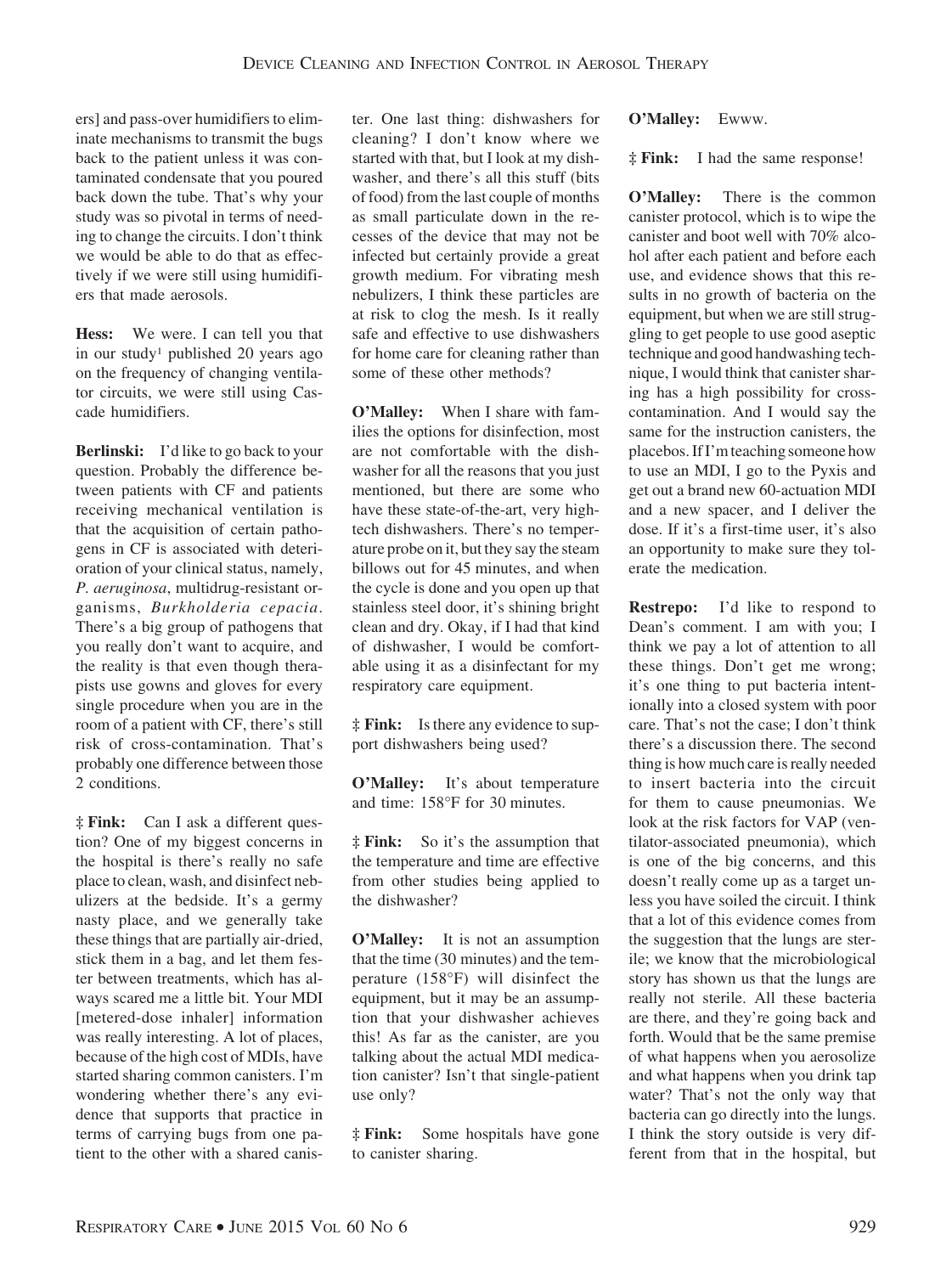ers] and pass-over humidifiers to eliminate mechanisms to transmit the bugs back to the patient unless it was contaminated condensate that you poured back down the tube. That's why your study was so pivotal in terms of needing to change the circuits. I don't think we would be able to do that as effectively if we were still using humidifiers that made aerosols.

**Hess:** We were. I can tell you that in our study[1] published 20 years ago on the frequency of changing ventilator circuits, we were still using Cascade humidifiers.

**Berlinski:** I'd like to go back to your question. Probably the difference between patients with CF and patients receiving mechanical ventilation is that the acquisition of certain pathogens in CF is associated with deterioration of your clinical status, namely, *P. aeruginosa*, multidrug-resistant organisms, *Burkholderia cepacia*. There's a big group of pathogens that you really don't want to acquire, and the reality is that even though therapists use gowns and gloves for every single procedure when you are in the room of a patient with CF, there's still risk of cross-contamination. That's probably one difference between those 2 conditions.

**‡ Fink:** Can I ask a different question? One of my biggest concerns in the hospital is there's really no safe place to clean, wash, and disinfect nebulizers at the bedside. It's a germy nasty place, and we generally take these things that are partially air-dried, stick them in a bag, and let them fester between treatments, which has always scared me a little bit. Your MDI [metered-dose inhaler] information was really interesting. A lot of places, because of the high cost of MDIs, have started sharing common canisters. I'm wondering whether there's any evidence that supports that practice in terms of carrying bugs from one patient to the other with a shared canister. One last thing: dishwashers for cleaning? I don't know where we started with that, but I look at my dishwasher, and there's all this stuff (bits of food) from the last couple of months as small particulate down in the recesses of the device that may not be infected but certainly provide a great growth medium. For vibrating mesh nebulizers, I think these particles are at risk to clog the mesh. Is it really safe and effective to use dishwashers for home care for cleaning rather than some of these other methods?

**O'Malley:** When I share with families the options for disinfection, most are not comfortable with the dishwasher for all the reasons that you just mentioned, but there are some who have these state-of-the-art, very high-tech dishwashers. There's no temperature probe on it, but they say the steam billows out for 45 minutes, and when the cycle is done and you open up that stainless steel door, it's shining bright clean and dry. Okay, if I had that kind of dishwasher, I would be comfortable using it as a disinfectant for my respiratory care equipment.

**‡ Fink:** Is there any evidence to support dishwashers being used?

**O'Malley:** It's about temperature and time: 158°F for 30 minutes.

**‡ Fink:** So it's the assumption that the temperature and time are effective from other studies being applied to the dishwasher?

**O'Malley:** It is not an assumption that the time (30 minutes) and the temperature (158°F) will disinfect the equipment, but it may be an assumption that your dishwasher achieves this! As far as the canister, are you talking about the actual MDI medication canister? Isn't that single-patient use only?

**‡ Fink:** Some hospitals have gone to canister sharing.

**O'Malley:** Ewww.

**‡ Fink:** I had the same response!

**O'Malley:** There is the common canister protocol, which is to wipe the canister and boot well with 70% alcohol after each patient and before each use, and evidence shows that this results in no growth of bacteria on the equipment, but when we are still struggling to get people to use good aseptic technique and good handwashing technique, I would think that canister sharing has a high possibility for cross-contamination. And I would say the same for the instruction canisters, the placebos. If I'm teaching someone how to use an MDI, I go to the Pyxis and get out a brand new 60-actuation MDI and a new spacer, and I deliver the dose. If it's a first-time user, it's also an opportunity to make sure they tolerate the medication.

**Restrepo:** I'd like to respond to Dean's comment. I am with you; I think we pay a lot of attention to all these things. Don't get me wrong; it's one thing to put bacteria intentionally into a closed system with poor care. That's not the case; I don't think there's a discussion there. The second thing is how much care is really needed to insert bacteria into the circuit for them to cause pneumonias. We look at the risk factors for VAP (ventilator-associated pneumonia), which is one of the big concerns, and this doesn't really come up as a target unless you have soiled the circuit. I think that a lot of this evidence comes from the suggestion that the lungs are sterile; we know that the microbiological story has shown us that the lungs are really not sterile. All these bacteria are there, and they're going back and forth. Would that be the same premise of what happens when you aerosolize and what happens when you drink tap water? That's not the only way that bacteria can go directly into the lungs. I think the story outside is very different from that in the hospital, but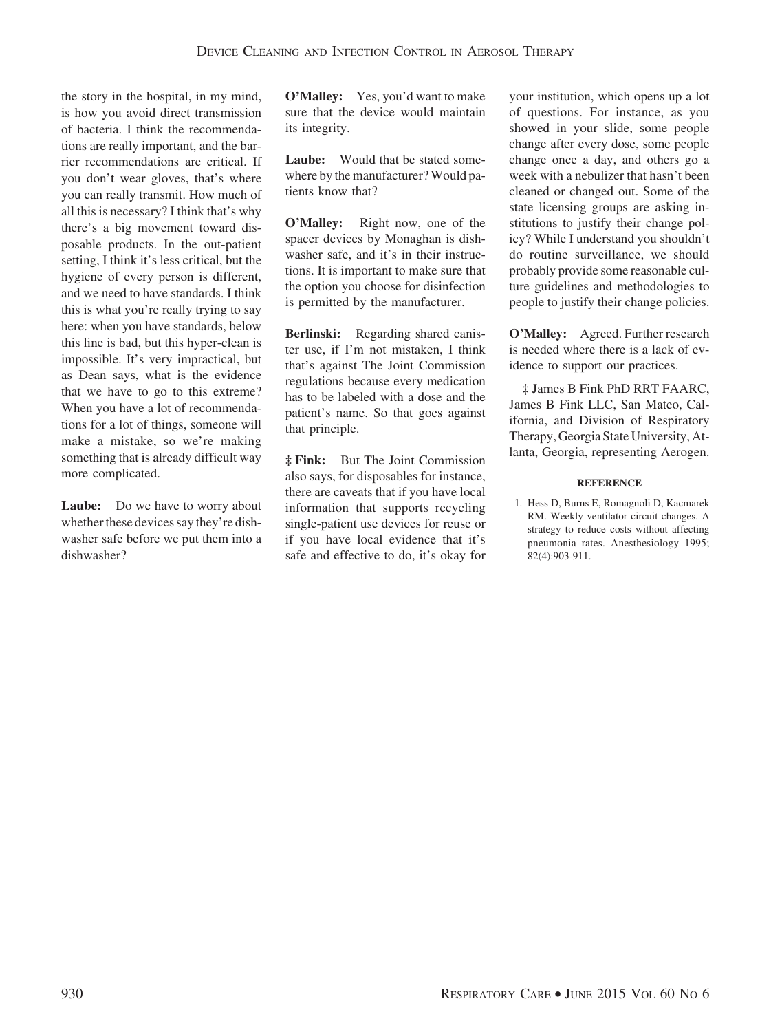the story in the hospital, in my mind, is how you avoid direct transmission of bacteria. I think the recommendations are really important, and the barrier recommendations are critical. If you don't wear gloves, that's where you can really transmit. How much of all this is necessary? I think that's why there's a big movement toward disposable products. In the out-patient setting, I think it's less critical, but the hygiene of every person is different, and we need to have standards. I think this is what you're really trying to say here: when you have standards, below this line is bad, but this hyper-clean is impossible. It's very impractical, but as Dean says, what is the evidence that we have to go to this extreme? When you have a lot of recommendations for a lot of things, someone will make a mistake, so we're making something that is already difficult way more complicated.

**Laube:** Do we have to worry about whether these devices say they're dishwasher safe before we put them into a dishwasher?

**O'Malley:** Yes, you'd want to make sure that the device would maintain its integrity.

**Laube:** Would that be stated somewhere by the manufacturer? Would patients know that?

**O'Malley:** Right now, one of the spacer devices by Monaghan is dishwasher safe, and it's in their instructions. It is important to make sure that the option you choose for disinfection is permitted by the manufacturer.

**Berlinski:** Regarding shared canister use, if I'm not mistaken, I think that's against The Joint Commission regulations because every medication has to be labeled with a dose and the patient's name. So that goes against that principle.

‡ **Fink:** But The Joint Commission also says, for disposables for instance, there are caveats that if you have local information that supports recycling single-patient use devices for reuse or if you have local evidence that it's safe and effective to do, it's okay for your institution, which opens up a lot of questions. For instance, as you showed in your slide, some people change after every dose, some people change once a day, and others go a week with a nebulizer that hasn't been cleaned or changed out. Some of the state licensing groups are asking institutions to justify their change policy? While I understand you shouldn't do routine surveillance, we should probably provide some reasonable culture guidelines and methodologies to people to justify their change policies.

**O'Malley:** Agreed. Further research is needed where there is a lack of evidence to support our practices.

‡ James B Fink PhD RRT FAARC, James B Fink LLC, San Mateo, California, and Division of Respiratory Therapy, Georgia State University, Atlanta, Georgia, representing Aerogen.

#### REFERENCE

1. Hess D, Burns E, Romagnoli D, Kacmarek RM. Weekly ventilator circuit changes. A strategy to reduce costs without affecting pneumonia rates. Anesthesiology 1995; 82(4):903-911.